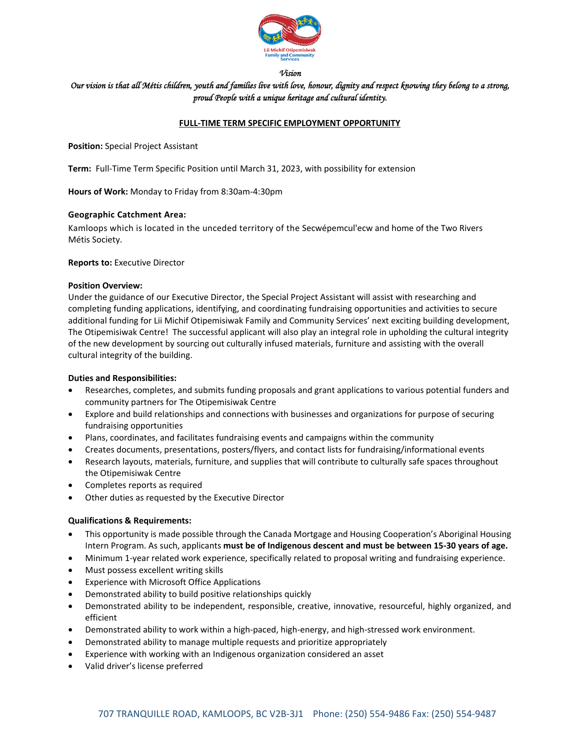Lii Michif Otipemisiwak Family and Community Services

*Vision*

*Our vision is that all Métis children, youth and families live with love, honour, dignity and respect knowing they belong to a strong, proud People with a unique heritage and cultural identity.*

## FULL-TIME TERM SPECIFIC EMPLOYMENT OPPORTUNITY

**Position:** Special Project Assistant

**Term:** Full-Time Term Specific Position until March 31, 2023, with possibility for extension

**Hours of Work:** Monday to Friday from 8:30am-4:30pm

**Geographic Catchment Area:**
Kamloops which is located in the unceded territory of the Secwépemcul'ecw and home of the Two Rivers Métis Society.

**Reports to:** Executive Director

**Position Overview:**
Under the guidance of our Executive Director, the Special Project Assistant will assist with researching and completing funding applications, identifying, and coordinating fundraising opportunities and activities to secure additional funding for Lii Michif Otipemisiwak Family and Community Services' next exciting building development, The Otipemisiwak Centre! The successful applicant will also play an integral role in upholding the cultural integrity of the new development by sourcing out culturally infused materials, furniture and assisting with the overall cultural integrity of the building.

**Duties and Responsibilities:**

- Researches, completes, and submits funding proposals and grant applications to various potential funders and community partners for The Otipemisiwak Centre
- Explore and build relationships and connections with businesses and organizations for purpose of securing fundraising opportunities
- Plans, coordinates, and facilitates fundraising events and campaigns within the community
- Creates documents, presentations, posters/flyers, and contact lists for fundraising/informational events
- Research layouts, materials, furniture, and supplies that will contribute to culturally safe spaces throughout the Otipemisiwak Centre
- Completes reports as required
- Other duties as requested by the Executive Director

**Qualifications & Requirements:**

- This opportunity is made possible through the Canada Mortgage and Housing Cooperation's Aboriginal Housing Intern Program. As such, applicants **must be of Indigenous descent and must be between 15-30 years of age.**
- Minimum 1-year related work experience, specifically related to proposal writing and fundraising experience.
- Must possess excellent writing skills
- Experience with Microsoft Office Applications
- Demonstrated ability to build positive relationships quickly
- Demonstrated ability to be independent, responsible, creative, innovative, resourceful, highly organized, and efficient
- Demonstrated ability to work within a high-paced, high-energy, and high-stressed work environment.
- Demonstrated ability to manage multiple requests and prioritize appropriately
- Experience with working with an Indigenous organization considered an asset
- Valid driver's license preferred

707 TRANQUILLE ROAD, KAMLOOPS, BC V2B-3J1 Phone: (250) 554-9486 Fax: (250) 554-9487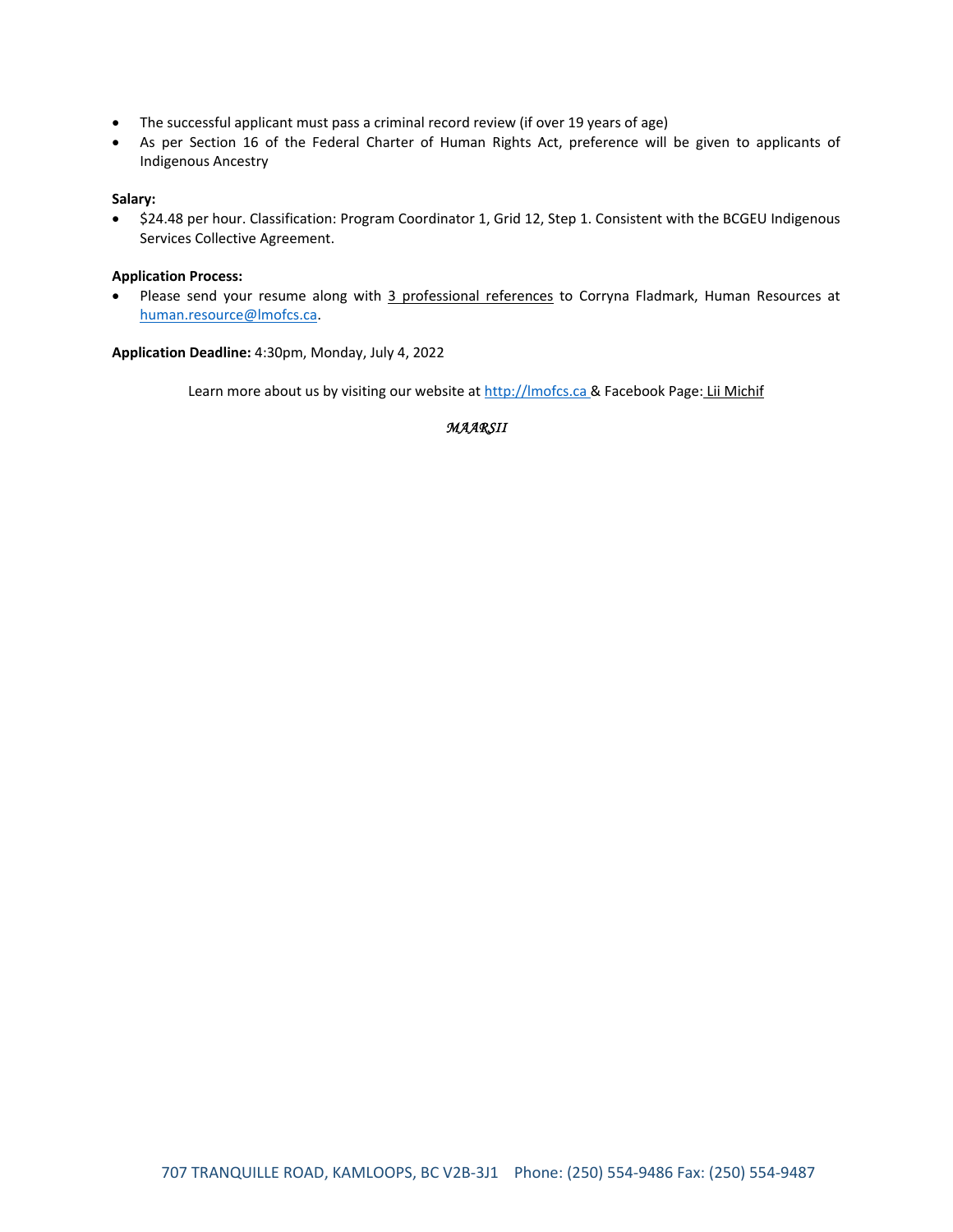- The successful applicant must pass a criminal record review (if over 19 years of age)
- As per Section 16 of the Federal Charter of Human Rights Act, preference will be given to applicants of Indigenous Ancestry

**Salary:**

- $24.48 per hour. Classification: Program Coordinator 1, Grid 12, Step 1. Consistent with the BCGEU Indigenous Services Collective Agreement.

**Application Process:**

- Please send your resume along with 3 professional references to Corryna Fladmark, Human Resources at human.resource@lmofcs.ca.

**Application Deadline:** 4:30pm, Monday, July 4, 2022

Learn more about us by visiting our website at http://lmofcs.ca & Facebook Page: Lii Michif

*MAARSII*

707 TRANQUILLE ROAD, KAMLOOPS, BC V2B-3J1 Phone: (250) 554-9486 Fax: (250) 554-9487